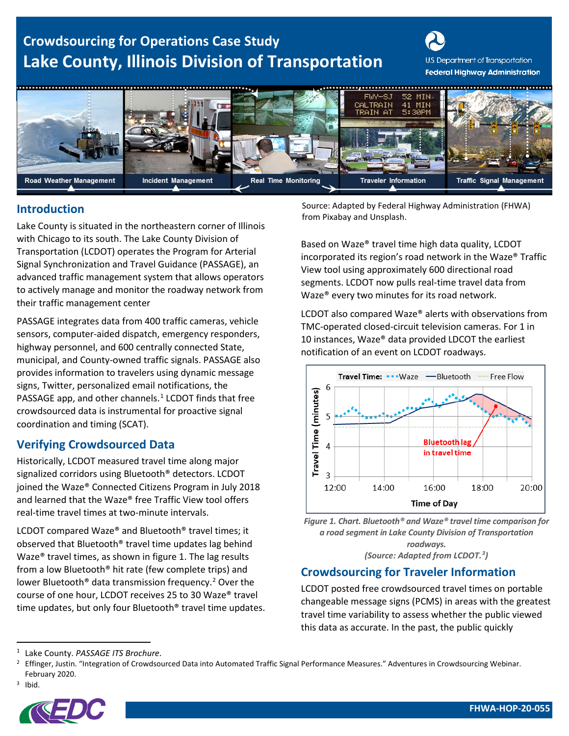# Crowdsourcing for Operations Case Study

# Lake County, Illinois Division of Transportation

Road Weather Management | Incident Management | Real Time Monitoring | Traveler Information | Traffic Signal Management

Source: Adapted by Federal Highway Administration (FHWA) from Pixabay and Unsplash.

## Introduction

Lake County is situated in the northeastern corner of Illinois with Chicago to its south. The Lake County Division of Transportation (LCDOT) operates the Program for Arterial Signal Synchronization and Travel Guidance (PASSAGE), an advanced traffic management system that allows operators to actively manage and monitor the roadway network from their traffic management center

PASSAGE integrates data from 400 traffic cameras, vehicle sensors, computer-aided dispatch, emergency responders, highway personnel, and 600 centrally connected State, municipal, and County-owned traffic signals. PASSAGE also provides information to travelers using dynamic message signs, Twitter, personalized email notifications, the PASSAGE app, and other channels.[1] LCDOT finds that free crowdsourced data is instrumental for proactive signal coordination and timing (SCAT).

## Verifying Crowdsourced Data

Historically, LCDOT measured travel time along major signalized corridors using Bluetooth® detectors. LCDOT joined the Waze® Connected Citizens Program in July 2018 and learned that the Waze® free Traffic View tool offers real-time travel times at two-minute intervals.

LCDOT compared Waze® and Bluetooth® travel times; it observed that Bluetooth® travel time updates lag behind Waze® travel times, as shown in figure 1. The lag results from a low Bluetooth® hit rate (few complete trips) and lower Bluetooth® data transmission frequency.[2] Over the course of one hour, LCDOT receives 25 to 30 Waze® travel time updates, but only four Bluetooth® travel time updates.

Based on Waze® travel time high data quality, LCDOT incorporated its region's road network in the Waze® Traffic View tool using approximately 600 directional road segments. LCDOT now pulls real-time travel data from Waze® every two minutes for its road network.

LCDOT also compared Waze® alerts with observations from TMC-operated closed-circuit television cameras. For 1 in 10 instances, Waze® data provided LDCOT the earliest notification of an event on LCDOT roadways.

*Figure 1. Chart. Bluetooth® and Waze® travel time comparison for a road segment in Lake County Division of Transportation roadways.*
*(Source: Adapted from LCDOT.[3])*

## Crowdsourcing for Traveler Information

LCDOT posted free crowdsourced travel times on portable changeable message signs (PCMS) in areas with the greatest travel time variability to assess whether the public viewed this data as accurate. In the past, the public quickly

---

[1] Lake County. *PASSAGE ITS Brochure*.

[2] Effinger, Justin. "Integration of Crowdsourced Data into Automated Traffic Signal Performance Measures." Adventures in Crowdsourcing Webinar. February 2020.

[3] Ibid.

FHWA-HOP-20-055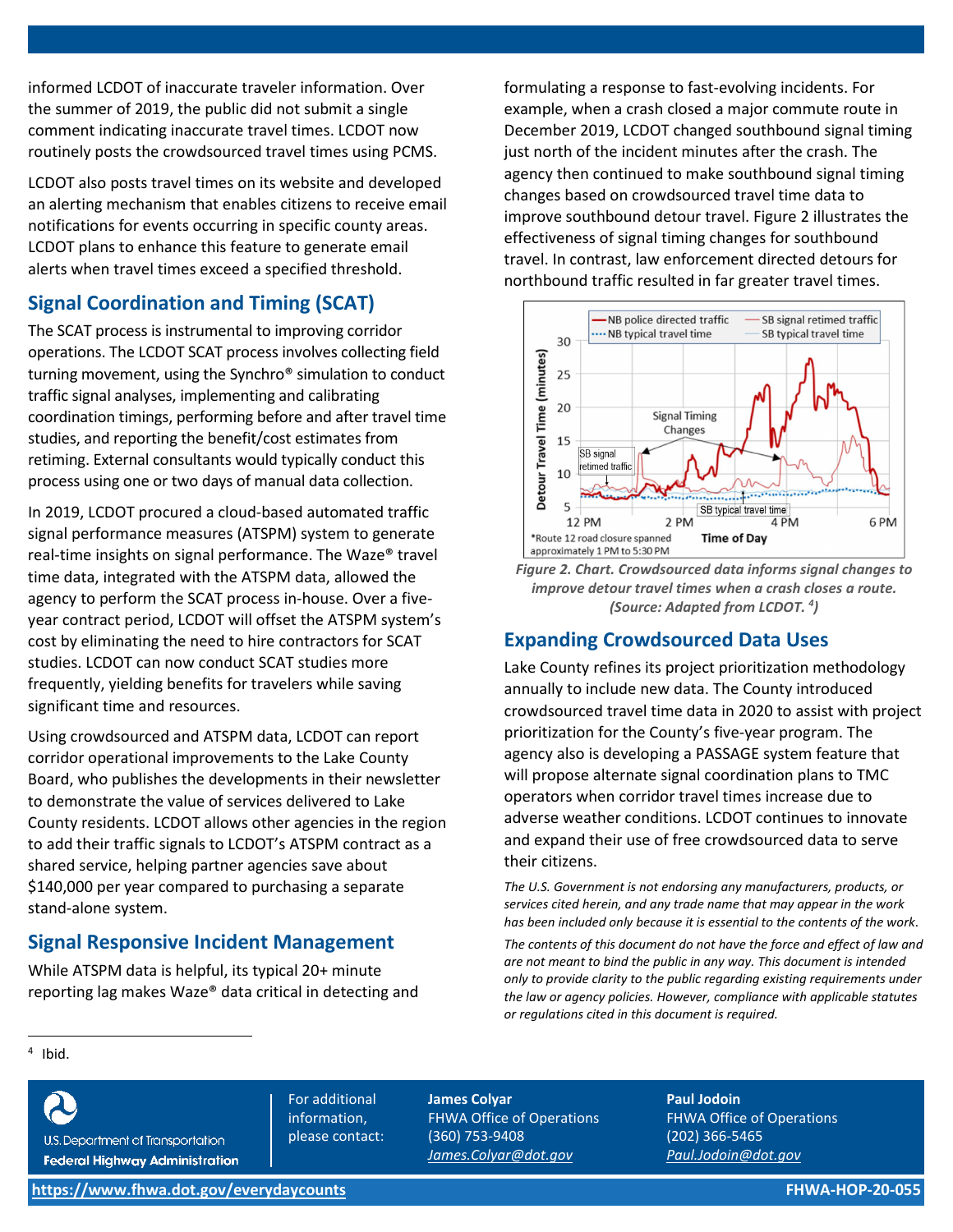informed LCDOT of inaccurate traveler information. Over the summer of 2019, the public did not submit a single comment indicating inaccurate travel times. LCDOT now routinely posts the crowdsourced travel times using PCMS.

LCDOT also posts travel times on its website and developed an alerting mechanism that enables citizens to receive email notifications for events occurring in specific county areas. LCDOT plans to enhance this feature to generate email alerts when travel times exceed a specified threshold.

## Signal Coordination and Timing (SCAT)

The SCAT process is instrumental to improving corridor operations. The LCDOT SCAT process involves collecting field turning movement, using the Synchro® simulation to conduct traffic signal analyses, implementing and calibrating coordination timings, performing before and after travel time studies, and reporting the benefit/cost estimates from retiming. External consultants would typically conduct this process using one or two days of manual data collection.

In 2019, LCDOT procured a cloud-based automated traffic signal performance measures (ATSPM) system to generate real-time insights on signal performance. The Waze® travel time data, integrated with the ATSPM data, allowed the agency to perform the SCAT process in-house. Over a five-year contract period, LCDOT will offset the ATSPM system's cost by eliminating the need to hire contractors for SCAT studies. LCDOT can now conduct SCAT studies more frequently, yielding benefits for travelers while saving significant time and resources.

Using crowdsourced and ATSPM data, LCDOT can report corridor operational improvements to the Lake County Board, who publishes the developments in their newsletter to demonstrate the value of services delivered to Lake County residents. LCDOT allows other agencies in the region to add their traffic signals to LCDOT's ATSPM contract as a shared service, helping partner agencies save about $140,000 per year compared to purchasing a separate stand-alone system.

## Signal Responsive Incident Management

While ATSPM data is helpful, its typical 20+ minute reporting lag makes Waze® data critical in detecting and formulating a response to fast-evolving incidents. For example, when a crash closed a major commute route in December 2019, LCDOT changed southbound signal timing just north of the incident minutes after the crash. The agency then continued to make southbound signal timing changes based on crowdsourced travel time data to improve southbound detour travel. Figure 2 illustrates the effectiveness of signal timing changes for southbound travel. In contrast, law enforcement directed detours for northbound traffic resulted in far greater travel times.

NB police directed traffic
NB typical travel time
SB signal retimed traffic
SB typical travel time
Detour Travel Time (minutes)
30
25
20
15
10
5
12 PM
2 PM
4 PM
6 PM
Time of Day
Signal Timing Changes
SB signal retimed traffic
SB typical travel time
*Route 12 road closure spanned approximately 1 PM to 5:30 PM

*Figure 2. Chart. Crowdsourced data informs signal changes to improve detour travel times when a crash closes a route. (Source: Adapted from LCDOT. [4])*

## Expanding Crowdsourced Data Uses

Lake County refines its project prioritization methodology annually to include new data. The County introduced crowdsourced travel time data in 2020 to assist with project prioritization for the County's five-year program. The agency also is developing a PASSAGE system feature that will propose alternate signal coordination plans to TMC operators when corridor travel times increase due to adverse weather conditions. LCDOT continues to innovate and expand their use of free crowdsourced data to serve their citizens.

*The U.S. Government is not endorsing any manufacturers, products, or services cited herein, and any trade name that may appear in the work has been included only because it is essential to the contents of the work.*

*The contents of this document do not have the force and effect of law and are not meant to bind the public in any way. This document is intended only to provide clarity to the public regarding existing requirements under the law or agency policies. However, compliance with applicable statutes or regulations cited in this document is required.*

[4] Ibid.

U.S. Department of Transportation
Federal Highway Administration

For additional information, please contact:

**James Colyar**
FHWA Office of Operations
(360) 753-9408
*James.Colyar@dot.gov*

**Paul Jodoin**
FHWA Office of Operations
(202) 366-5465
*Paul.Jodoin@dot.gov*

**https://www.fhwa.dot.gov/everydaycounts**

**FHWA-HOP-20-055**